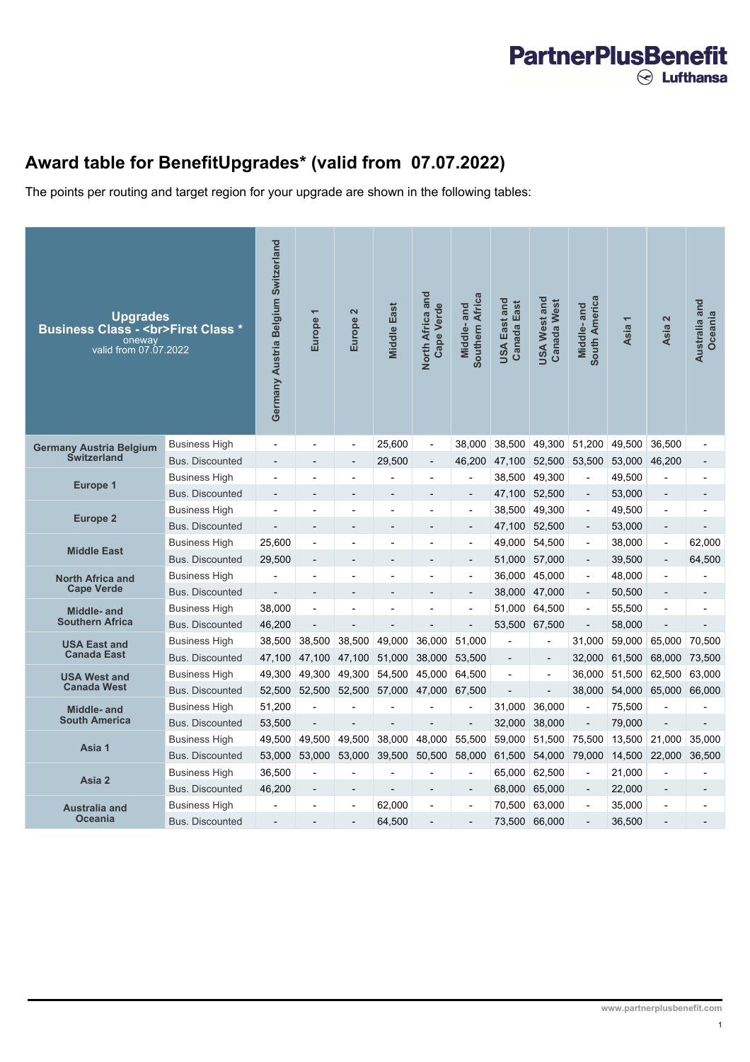# Award table for BenefitUpgrades* (valid from 07.07.2022)

The points per routing and target region for your upgrade are shown in the following tables:

| Upgrades Business Class - <br>First Class * oneway valid from 07.07.2022 | | Germany Austria Belgium Switzerland | Europe 1 | Europe 2 | Middle East | North Africa and Cape Verde | Middle- and Southern Africa | USA East and Canada East | USA West and Canada West | Middle- and South America | Asia 1 | Asia 2 | Australia and Oceania |
|---|---|---|---|---|---|---|---|---|---|---|---|---|---|
| Germany Austria Belgium Switzerland | Business High | - | - | - | 25,600 | - | 38,000 | 38,500 | 49,300 | 51,200 | 49,500 | 36,500 | - |
| | Bus. Discounted | - | - | - | 29,500 | - | 46,200 | 47,100 | 52,500 | 53,500 | 53,000 | 46,200 | - |
| Europe 1 | Business High | - | - | - | - | - | - | 38,500 | 49,300 | - | 49,500 | - | - |
| | Bus. Discounted | - | - | - | - | - | - | 47,100 | 52,500 | - | 53,000 | - | - |
| Europe 2 | Business High | - | - | - | - | - | - | 38,500 | 49,300 | - | 49,500 | - | - |
| | Bus. Discounted | - | - | - | - | - | - | 47,100 | 52,500 | - | 53,000 | - | - |
| Middle East | Business High | 25,600 | - | - | - | - | - | 49,000 | 54,500 | - | 38,000 | - | 62,000 |
| | Bus. Discounted | 29,500 | - | - | - | - | - | 51,000 | 57,000 | - | 39,500 | - | 64,500 |
| North Africa and Cape Verde | Business High | - | - | - | - | - | - | 36,000 | 45,000 | - | 48,000 | - | - |
| | Bus. Discounted | - | - | - | - | - | - | 38,000 | 47,000 | - | 50,500 | - | - |
| Middle- and Southern Africa | Business High | 38,000 | - | - | - | - | - | 51,000 | 64,500 | - | 55,500 | - | - |
| | Bus. Discounted | 46,200 | - | - | - | - | - | 53,500 | 67,500 | - | 58,000 | - | - |
| USA East and Canada East | Business High | 38,500 | 38,500 | 38,500 | 49,000 | 36,000 | 51,000 | - | - | 31,000 | 59,000 | 65,000 | 70,500 |
| | Bus. Discounted | 47,100 | 47,100 | 47,100 | 51,000 | 38,000 | 53,500 | - | - | 32,000 | 61,500 | 68,000 | 73,500 |
| USA West and Canada West | Business High | 49,300 | 49,300 | 49,300 | 54,500 | 45,000 | 64,500 | - | - | 36,000 | 51,500 | 62,500 | 63,000 |
| | Bus. Discounted | 52,500 | 52,500 | 52,500 | 57,000 | 47,000 | 67,500 | - | - | 38,000 | 54,000 | 65,000 | 66,000 |
| Middle- and South America | Business High | 51,200 | - | - | - | - | - | 31,000 | 36,000 | - | 75,500 | - | - |
| | Bus. Discounted | 53,500 | - | - | - | - | - | 32,000 | 38,000 | - | 79,000 | - | - |
| Asia 1 | Business High | 49,500 | 49,500 | 49,500 | 38,000 | 48,000 | 55,500 | 59,000 | 51,500 | 75,500 | 13,500 | 21,000 | 35,000 |
| | Bus. Discounted | 53,000 | 53,000 | 53,000 | 39,500 | 50,500 | 58,000 | 61,500 | 54,000 | 79,000 | 14,500 | 22,000 | 36,500 |
| Asia 2 | Business High | 36,500 | - | - | - | - | - | 65,000 | 62,500 | - | 21,000 | - | - |
| | Bus. Discounted | 46,200 | - | - | - | - | - | 68,000 | 65,000 | - | 22,000 | - | - |
| Australia and Oceania | Business High | - | - | - | 62,000 | - | - | 70,500 | 63,000 | - | 35,000 | - | - |
| | Bus. Discounted | - | - | - | 64,500 | - | - | 73,500 | 66,000 | - | 36,500 | - | - |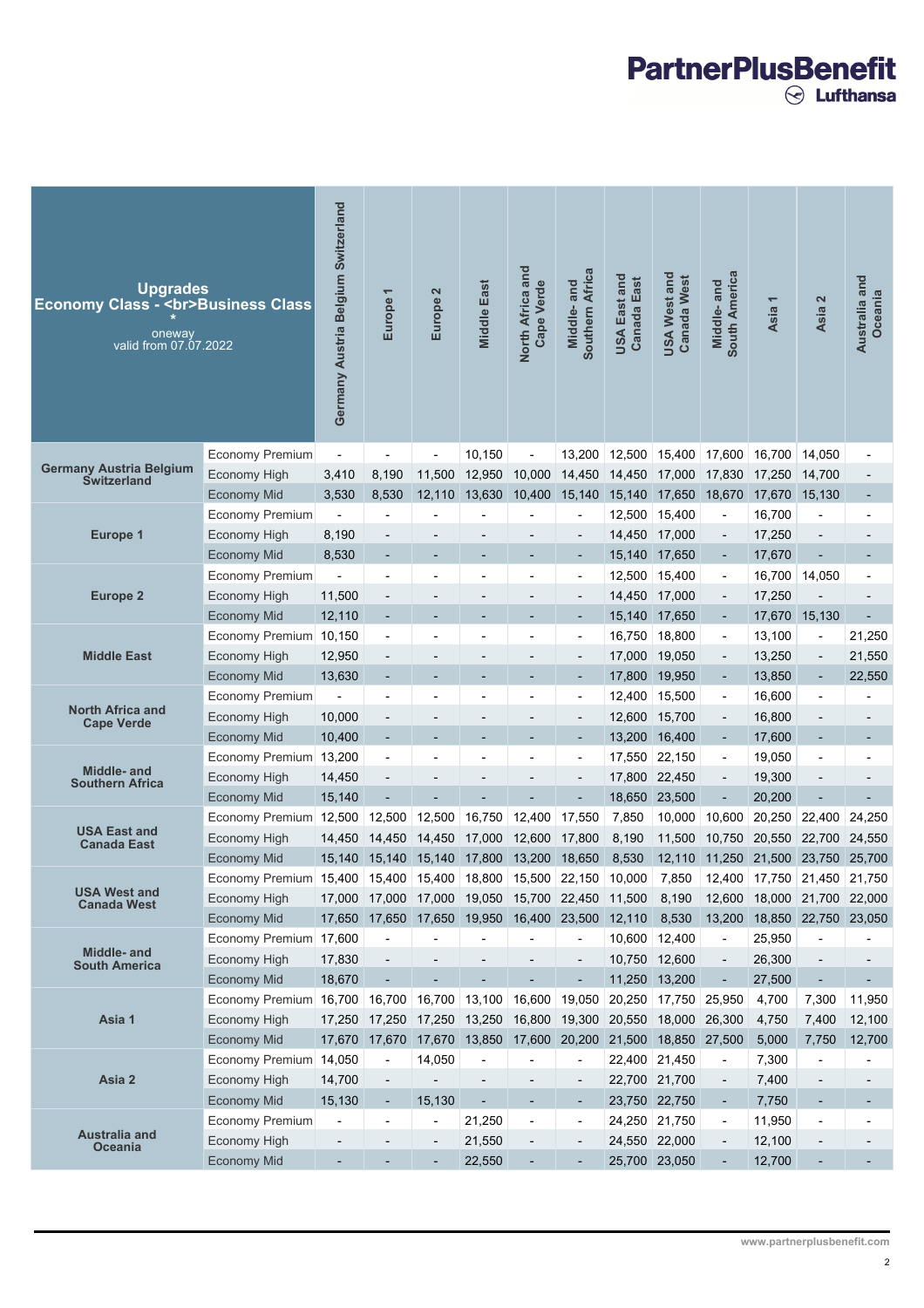| Upgrades<br>Economy Class - <br>Business Class<br>*<br>oneway<br>valid from 07.07.2022 | | Germany Austria Belgium Switzerland | Europe 1 | Europe 2 | Middle East | North Africa and Cape Verde | Middle- and Southern Africa | USA East and Canada East | USA West and Canada West | Middle- and South America | Asia 1 | Asia 2 | Australia and Oceania |
|---|---|---|---|---|---|---|---|---|---|---|---|---|---|
| Germany Austria Belgium Switzerland | Economy Premium | - | - | - | 10,150 | - | 13,200 | 12,500 | 15,400 | 17,600 | 16,700 | 14,050 | - |
| | Economy High | 3,410 | 8,190 | 11,500 | 12,950 | 10,000 | 14,450 | 14,450 | 17,000 | 17,830 | 17,250 | 14,700 | - |
| | Economy Mid | 3,530 | 8,530 | 12,110 | 13,630 | 10,400 | 15,140 | 15,140 | 17,650 | 18,670 | 17,670 | 15,130 | - |
| Europe 1 | Economy Premium | - | - | - | - | - | - | 12,500 | 15,400 | - | 16,700 | - | - |
| | Economy High | 8,190 | - | - | - | - | - | 14,450 | 17,000 | - | 17,250 | - | - |
| | Economy Mid | 8,530 | - | - | - | - | - | 15,140 | 17,650 | - | 17,670 | - | - |
| Europe 2 | Economy Premium | - | - | - | - | - | - | 12,500 | 15,400 | - | 16,700 | 14,050 | - |
| | Economy High | 11,500 | - | - | - | - | - | 14,450 | 17,000 | - | 17,250 | - | - |
| | Economy Mid | 12,110 | - | - | - | - | - | 15,140 | 17,650 | - | 17,670 | 15,130 | - |
| Middle East | Economy Premium | 10,150 | - | - | - | - | - | 16,750 | 18,800 | - | 13,100 | - | 21,250 |
| | Economy High | 12,950 | - | - | - | - | - | 17,000 | 19,050 | - | 13,250 | - | 21,550 |
| | Economy Mid | 13,630 | - | - | - | - | - | 17,800 | 19,950 | - | 13,850 | - | 22,550 |
| North Africa and Cape Verde | Economy Premium | - | - | - | - | - | - | 12,400 | 15,500 | - | 16,600 | - | - |
| | Economy High | 10,000 | - | - | - | - | - | 12,600 | 15,700 | - | 16,800 | - | - |
| | Economy Mid | 10,400 | - | - | - | - | - | 13,200 | 16,400 | - | 17,600 | - | - |
| Middle- and Southern Africa | Economy Premium | 13,200 | - | - | - | - | - | 17,550 | 22,150 | - | 19,050 | - | - |
| | Economy High | 14,450 | - | - | - | - | - | 17,800 | 22,450 | - | 19,300 | - | - |
| | Economy Mid | 15,140 | - | - | - | - | - | 18,650 | 23,500 | - | 20,200 | - | - |
| USA East and Canada East | Economy Premium | 12,500 | 12,500 | 12,500 | 16,750 | 12,400 | 17,550 | 7,850 | 10,000 | 10,600 | 20,250 | 22,400 | 24,250 |
| | Economy High | 14,450 | 14,450 | 14,450 | 17,000 | 12,600 | 17,800 | 8,190 | 11,500 | 10,750 | 20,550 | 22,700 | 24,550 |
| | Economy Mid | 15,140 | 15,140 | 15,140 | 17,800 | 13,200 | 18,650 | 8,530 | 12,110 | 11,250 | 21,500 | 23,750 | 25,700 |
| USA West and Canada West | Economy Premium | 15,400 | 15,400 | 15,400 | 18,800 | 15,500 | 22,150 | 10,000 | 7,850 | 12,400 | 17,750 | 21,450 | 21,750 |
| | Economy High | 17,000 | 17,000 | 17,000 | 19,050 | 15,700 | 22,450 | 11,500 | 8,190 | 12,600 | 18,000 | 21,700 | 22,000 |
| | Economy Mid | 17,650 | 17,650 | 17,650 | 19,950 | 16,400 | 23,500 | 12,110 | 8,530 | 13,200 | 18,850 | 22,750 | 23,050 |
| Middle- and South America | Economy Premium | 17,600 | - | - | - | - | - | 10,600 | 12,400 | - | 25,950 | - | - |
| | Economy High | 17,830 | - | - | - | - | - | 10,750 | 12,600 | - | 26,300 | - | - |
| | Economy Mid | 18,670 | - | - | - | - | - | 11,250 | 13,200 | - | 27,500 | - | - |
| Asia 1 | Economy Premium | 16,700 | 16,700 | 16,700 | 13,100 | 16,600 | 19,050 | 20,250 | 17,750 | 25,950 | 4,700 | 7,300 | 11,950 |
| | Economy High | 17,250 | 17,250 | 17,250 | 13,250 | 16,800 | 19,300 | 20,550 | 18,000 | 26,300 | 4,750 | 7,400 | 12,100 |
| | Economy Mid | 17,670 | 17,670 | 17,670 | 13,850 | 17,600 | 20,200 | 21,500 | 18,850 | 27,500 | 5,000 | 7,750 | 12,700 |
| Asia 2 | Economy Premium | 14,050 | - | 14,050 | - | - | - | 22,400 | 21,450 | - | 7,300 | - | - |
| | Economy High | 14,700 | - | - | - | - | - | 22,700 | 21,700 | - | 7,400 | - | - |
| | Economy Mid | 15,130 | - | 15,130 | - | - | - | 23,750 | 22,750 | - | 7,750 | - | - |
| Australia and Oceania | Economy Premium | - | - | - | 21,250 | - | - | 24,250 | 21,750 | - | 11,950 | - | - |
| | Economy High | - | - | - | 21,550 | - | - | 24,550 | 22,000 | - | 12,100 | - | - |
| | Economy Mid | - | - | - | 22,550 | - | - | 25,700 | 23,050 | - | 12,700 | - | - |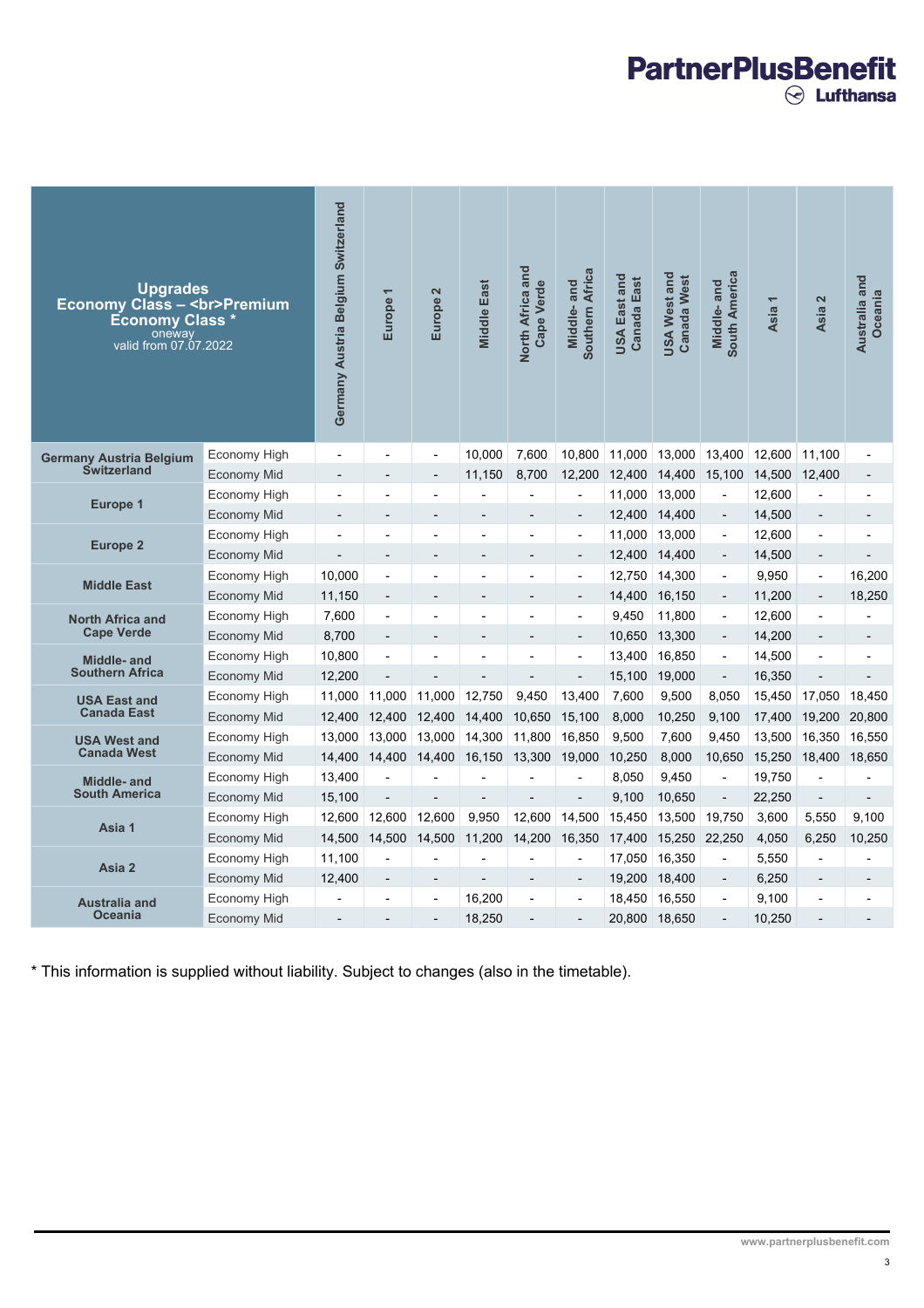| Upgrades Economy Class – <br>Premium Economy Class * oneway valid from 07.07.2022 | | Germany Austria Belgium Switzerland | Europe 1 | Europe 2 | Middle East | North Africa and Cape Verde | Middle- and Southern Africa | USA East and Canada East | USA West and Canada West | Middle- and South America | Asia 1 | Asia 2 | Australia and Oceania |
|---|---|---|---|---|---|---|---|---|---|---|---|---|---|
| Germany Austria Belgium Switzerland | Economy High | - | - | - | 10,000 | 7,600 | 10,800 | 11,000 | 13,000 | 13,400 | 12,600 | 11,100 | - |
| | Economy Mid | - | - | - | 11,150 | 8,700 | 12,200 | 12,400 | 14,400 | 15,100 | 14,500 | 12,400 | - |
| Europe 1 | Economy High | - | - | - | - | - | - | 11,000 | 13,000 | - | 12,600 | - | - |
| | Economy Mid | - | - | - | - | - | - | 12,400 | 14,400 | - | 14,500 | - | - |
| Europe 2 | Economy High | - | - | - | - | - | - | 11,000 | 13,000 | - | 12,600 | - | - |
| | Economy Mid | - | - | - | - | - | - | 12,400 | 14,400 | - | 14,500 | - | - |
| Middle East | Economy High | 10,000 | - | - | - | - | - | 12,750 | 14,300 | - | 9,950 | - | 16,200 |
| | Economy Mid | 11,150 | - | - | - | - | - | 14,400 | 16,150 | - | 11,200 | - | 18,250 |
| North Africa and Cape Verde | Economy High | 7,600 | - | - | - | - | - | 9,450 | 11,800 | - | 12,600 | - | - |
| | Economy Mid | 8,700 | - | - | - | - | - | 10,650 | 13,300 | - | 14,200 | - | - |
| Middle- and Southern Africa | Economy High | 10,800 | - | - | - | - | - | 13,400 | 16,850 | - | 14,500 | - | - |
| | Economy Mid | 12,200 | - | - | - | - | - | 15,100 | 19,000 | - | 16,350 | - | - |
| USA East and Canada East | Economy High | 11,000 | 11,000 | 11,000 | 12,750 | 9,450 | 13,400 | 7,600 | 9,500 | 8,050 | 15,450 | 17,050 | 18,450 |
| | Economy Mid | 12,400 | 12,400 | 12,400 | 14,400 | 10,650 | 15,100 | 8,000 | 10,250 | 9,100 | 17,400 | 19,200 | 20,800 |
| USA West and Canada West | Economy High | 13,000 | 13,000 | 13,000 | 14,300 | 11,800 | 16,850 | 9,500 | 7,600 | 9,450 | 13,500 | 16,350 | 16,550 |
| | Economy Mid | 14,400 | 14,400 | 14,400 | 16,150 | 13,300 | 19,000 | 10,250 | 8,000 | 10,650 | 15,250 | 18,400 | 18,650 |
| Middle- and South America | Economy High | 13,400 | - | - | - | - | - | 8,050 | 9,450 | - | 19,750 | - | - |
| | Economy Mid | 15,100 | - | - | - | - | - | 9,100 | 10,650 | - | 22,250 | - | - |
| Asia 1 | Economy High | 12,600 | 12,600 | 12,600 | 9,950 | 12,600 | 14,500 | 15,450 | 13,500 | 19,750 | 3,600 | 5,550 | 9,100 |
| | Economy Mid | 14,500 | 14,500 | 14,500 | 11,200 | 14,200 | 16,350 | 17,400 | 15,250 | 22,250 | 4,050 | 6,250 | 10,250 |
| Asia 2 | Economy High | 11,100 | - | - | - | - | - | 17,050 | 16,350 | - | 5,550 | - | - |
| | Economy Mid | 12,400 | - | - | - | - | - | 19,200 | 18,400 | - | 6,250 | - | - |
| Australia and Oceania | Economy High | - | - | - | 16,200 | - | - | 18,450 | 16,550 | - | 9,100 | - | - |
| | Economy Mid | - | - | - | 18,250 | - | - | 20,800 | 18,650 | - | 10,250 | - | - |

* This information is supplied without liability. Subject to changes (also in the timetable).